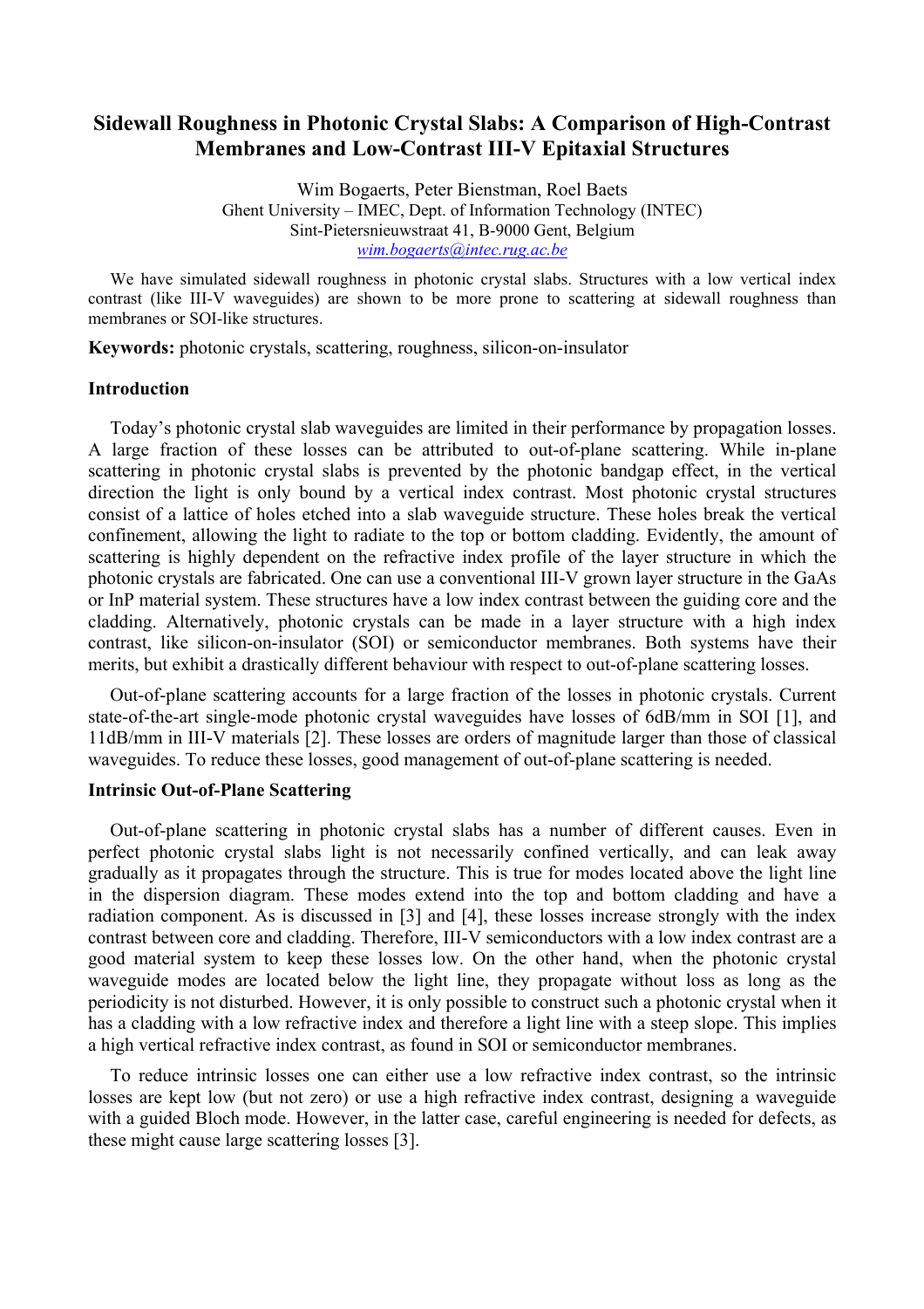# Sidewall Roughness in Photonic Crystal Slabs: A Comparison of High-Contrast Membranes and Low-Contrast III-V Epitaxial Structures

Wim Bogaerts, Peter Bienstman, Roel Baets
Ghent University – IMEC, Dept. of Information Technology (INTEC)
Sint-Pietersnieuwstraat 41, B-9000 Gent, Belgium
wim.bogaerts@intec.rug.ac.be

We have simulated sidewall roughness in photonic crystal slabs. Structures with a low vertical index contrast (like III-V waveguides) are shown to be more prone to scattering at sidewall roughness than membranes or SOI-like structures.

**Keywords:** photonic crystals, scattering, roughness, silicon-on-insulator

## Introduction

Today's photonic crystal slab waveguides are limited in their performance by propagation losses. A large fraction of these losses can be attributed to out-of-plane scattering. While in-plane scattering in photonic crystal slabs is prevented by the photonic bandgap effect, in the vertical direction the light is only bound by a vertical index contrast. Most photonic crystal structures consist of a lattice of holes etched into a slab waveguide structure. These holes break the vertical confinement, allowing the light to radiate to the top or bottom cladding. Evidently, the amount of scattering is highly dependent on the refractive index profile of the layer structure in which the photonic crystals are fabricated. One can use a conventional III-V grown layer structure in the GaAs or InP material system. These structures have a low index contrast between the guiding core and the cladding. Alternatively, photonic crystals can be made in a layer structure with a high index contrast, like silicon-on-insulator (SOI) or semiconductor membranes. Both systems have their merits, but exhibit a drastically different behaviour with respect to out-of-plane scattering losses.

Out-of-plane scattering accounts for a large fraction of the losses in photonic crystals. Current state-of-the-art single-mode photonic crystal waveguides have losses of 6dB/mm in SOI [1], and 11dB/mm in III-V materials [2]. These losses are orders of magnitude larger than those of classical waveguides. To reduce these losses, good management of out-of-plane scattering is needed.

## Intrinsic Out-of-Plane Scattering

Out-of-plane scattering in photonic crystal slabs has a number of different causes. Even in perfect photonic crystal slabs light is not necessarily confined vertically, and can leak away gradually as it propagates through the structure. This is true for modes located above the light line in the dispersion diagram. These modes extend into the top and bottom cladding and have a radiation component. As is discussed in [3] and [4], these losses increase strongly with the index contrast between core and cladding. Therefore, III-V semiconductors with a low index contrast are a good material system to keep these losses low. On the other hand, when the photonic crystal waveguide modes are located below the light line, they propagate without loss as long as the periodicity is not disturbed. However, it is only possible to construct such a photonic crystal when it has a cladding with a low refractive index and therefore a light line with a steep slope. This implies a high vertical refractive index contrast, as found in SOI or semiconductor membranes.

To reduce intrinsic losses one can either use a low refractive index contrast, so the intrinsic losses are kept low (but not zero) or use a high refractive index contrast, designing a waveguide with a guided Bloch mode. However, in the latter case, careful engineering is needed for defects, as these might cause large scattering losses [3].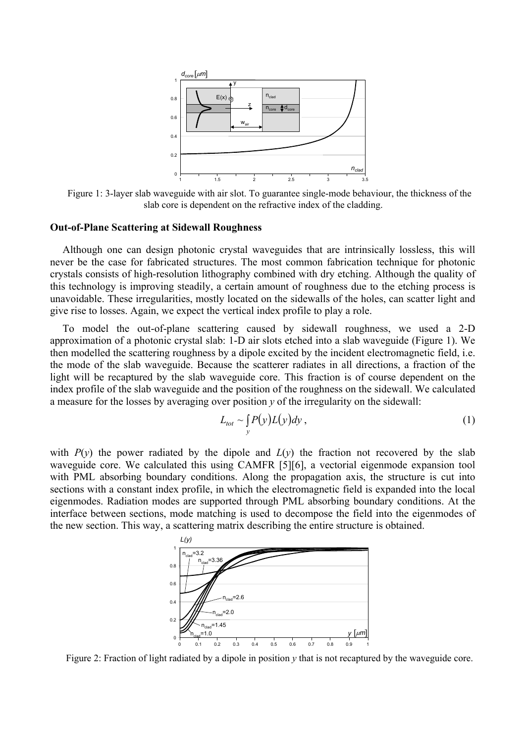Figure 1: 3-layer slab waveguide with air slot. To guarantee single-mode behaviour, the thickness of the slab core is dependent on the refractive index of the cladding.

### Out-of-Plane Scattering at Sidewall Roughness

Although one can design photonic crystal waveguides that are intrinsically lossless, this will never be the case for fabricated structures. The most common fabrication technique for photonic crystals consists of high-resolution lithography combined with dry etching. Although the quality of this technology is improving steadily, a certain amount of roughness due to the etching process is unavoidable. These irregularities, mostly located on the sidewalls of the holes, can scatter light and give rise to losses. Again, we expect the vertical index profile to play a role.

To model the out-of-plane scattering caused by sidewall roughness, we used a 2-D approximation of a photonic crystal slab: 1-D air slots etched into a slab waveguide (Figure 1). We then modelled the scattering roughness by a dipole excited by the incident electromagnetic field, i.e. the mode of the slab waveguide. Because the scatterer radiates in all directions, a fraction of the light will be recaptured by the slab waveguide core. This fraction is of course dependent on the index profile of the slab waveguide and the position of the roughness on the sidewall. We calculated a measure for the losses by averaging over position $y$ of the irregularity on the sidewall:

$$L_{tot} \sim \int_{y} P(y) L(y) dy \,, \tag{1}$$

with $P(y)$ the power radiated by the dipole and $L(y)$ the fraction not recovered by the slab waveguide core. We calculated this using CAMFR [5][6], a vectorial eigenmode expansion tool with PML absorbing boundary conditions. Along the propagation axis, the structure is cut into sections with a constant index profile, in which the electromagnetic field is expanded into the local eigenmodes. Radiation modes are supported through PML absorbing boundary conditions. At the interface between sections, mode matching is used to decompose the field into the eigenmodes of the new section. This way, a scattering matrix describing the entire structure is obtained.

Figure 2: Fraction of light radiated by a dipole in position $y$ that is not recaptured by the waveguide core.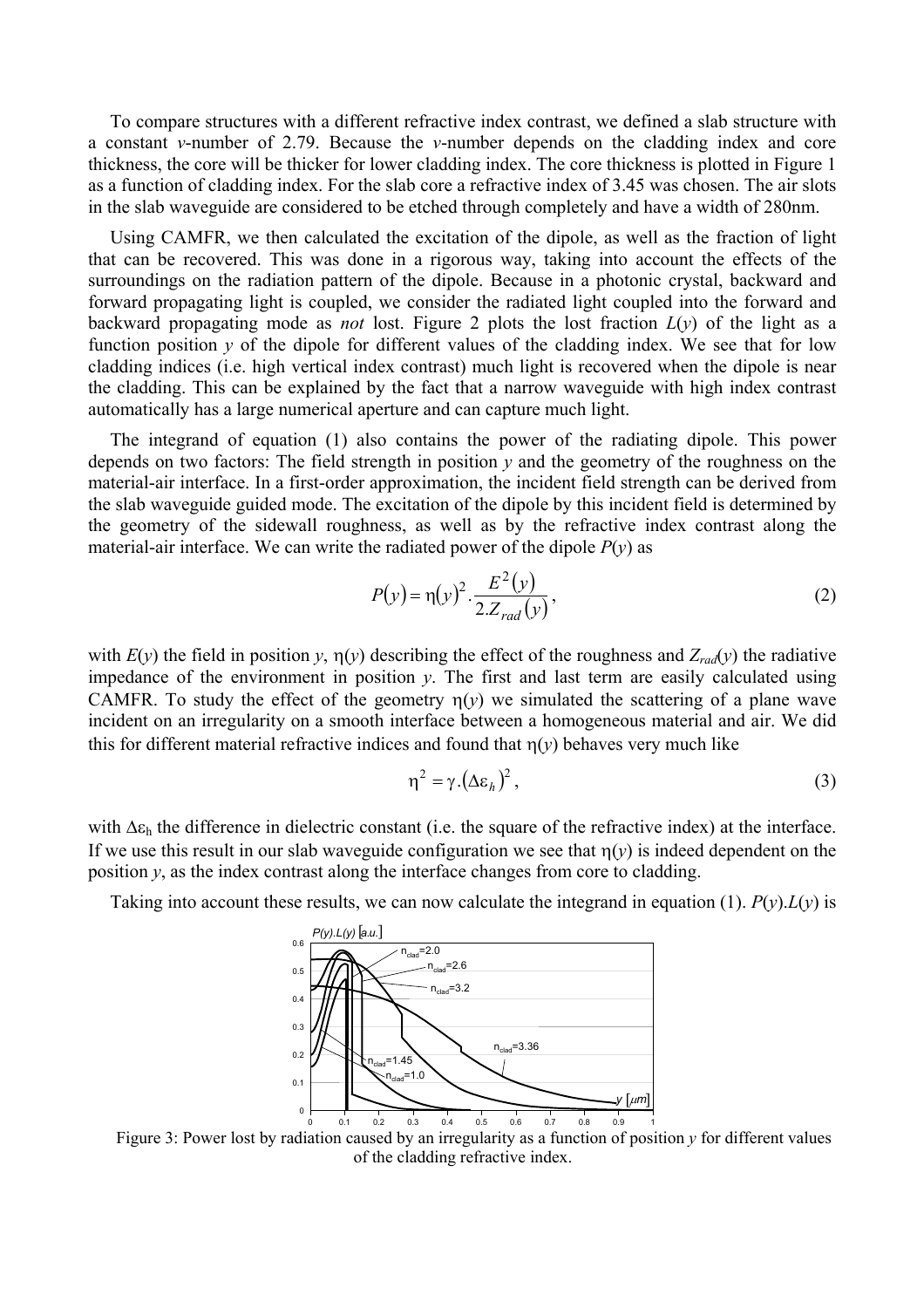To compare structures with a different refractive index contrast, we defined a slab structure with a constant *v*-number of 2.79. Because the *v*-number depends on the cladding index and core thickness, the core will be thicker for lower cladding index. The core thickness is plotted in Figure 1 as a function of cladding index. For the slab core a refractive index of 3.45 was chosen. The air slots in the slab waveguide are considered to be etched through completely and have a width of 280nm.

Using CAMFR, we then calculated the excitation of the dipole, as well as the fraction of light that can be recovered. This was done in a rigorous way, taking into account the effects of the surroundings on the radiation pattern of the dipole. Because in a photonic crystal, backward and forward propagating light is coupled, we consider the radiated light coupled into the forward and backward propagating mode as *not* lost. Figure 2 plots the lost fraction $L(y)$ of the light as a function position $y$ of the dipole for different values of the cladding index. We see that for low cladding indices (i.e. high vertical index contrast) much light is recovered when the dipole is near the cladding. This can be explained by the fact that a narrow waveguide with high index contrast automatically has a large numerical aperture and can capture much light.

The integrand of equation (1) also contains the power of the radiating dipole. This power depends on two factors: The field strength in position $y$ and the geometry of the roughness on the material-air interface. In a first-order approximation, the incident field strength can be derived from the slab waveguide guided mode. The excitation of the dipole by this incident field is determined by the geometry of the sidewall roughness, as well as by the refractive index contrast along the material-air interface. We can write the radiated power of the dipole $P(y)$ as

$$P(y) = \eta(y)^2 \cdot \frac{E^2(y)}{2.Z_{rad}(y)}, \tag{2}$$

with $E(y)$ the field in position $y$, $\eta(y)$ describing the effect of the roughness and $Z_{rad}(y)$ the radiative impedance of the environment in position $y$. The first and last term are easily calculated using CAMFR. To study the effect of the geometry $\eta(y)$ we simulated the scattering of a plane wave incident on an irregularity on a smooth interface between a homogeneous material and air. We did this for different material refractive indices and found that $\eta(y)$ behaves very much like

$$\eta^2 = \gamma.(\Delta\varepsilon_h)^2, \tag{3}$$

with $\Delta\varepsilon_h$ the difference in dielectric constant (i.e. the square of the refractive index) at the interface. If we use this result in our slab waveguide configuration we see that $\eta(y)$ is indeed dependent on the position $y$, as the index contrast along the interface changes from core to cladding.

Taking into account these results, we can now calculate the integrand in equation (1). $P(y).L(y)$ is

Figure 3: Power lost by radiation caused by an irregularity as a function of position $y$ for different values of the cladding refractive index.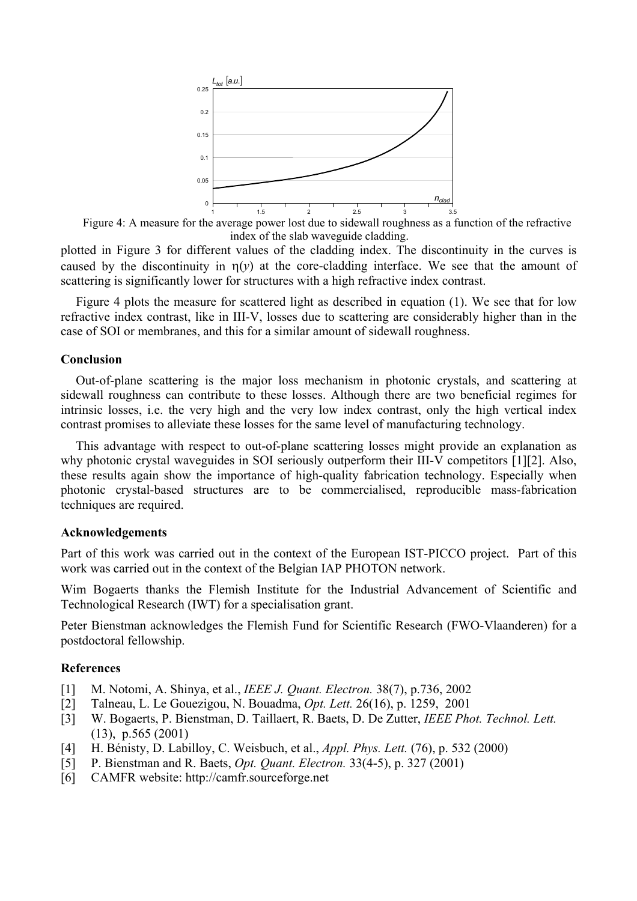$L_{tot}$ [a.u.]

0.25

0.2

0.15

0.1

0.05

0

1 1.5 2 2.5 3 3.5

$n_{clad}$

Figure 4: A measure for the average power lost due to sidewall roughness as a function of the refractive index of the slab waveguide cladding.

plotted in Figure 3 for different values of the cladding index. The discontinuity in the curves is caused by the discontinuity in $\eta(y)$ at the core-cladding interface. We see that the amount of scattering is significantly lower for structures with a high refractive index contrast.

Figure 4 plots the measure for scattered light as described in equation (1). We see that for low refractive index contrast, like in III-V, losses due to scattering are considerably higher than in the case of SOI or membranes, and this for a similar amount of sidewall roughness.

### Conclusion

Out-of-plane scattering is the major loss mechanism in photonic crystals, and scattering at sidewall roughness can contribute to these losses. Although there are two beneficial regimes for intrinsic losses, i.e. the very high and the very low index contrast, only the high vertical index contrast promises to alleviate these losses for the same level of manufacturing technology.

This advantage with respect to out-of-plane scattering losses might provide an explanation as why photonic crystal waveguides in SOI seriously outperform their III-V competitors [1][2]. Also, these results again show the importance of high-quality fabrication technology. Especially when photonic crystal-based structures are to be commercialised, reproducible mass-fabrication techniques are required.

### Acknowledgements

Part of this work was carried out in the context of the European IST-PICCO project. Part of this work was carried out in the context of the Belgian IAP PHOTON network.

Wim Bogaerts thanks the Flemish Institute for the Industrial Advancement of Scientific and Technological Research (IWT) for a specialisation grant.

Peter Bienstman acknowledges the Flemish Fund for Scientific Research (FWO-Vlaanderen) for a postdoctoral fellowship.

### References

[1] M. Notomi, A. Shinya, et al., *IEEE J. Quant. Electron.* 38(7), p.736, 2002

[2] Talneau, L. Le Gouezigou, N. Bouadma, *Opt. Lett.* 26(16), p. 1259, 2001

[3] W. Bogaerts, P. Bienstman, D. Taillaert, R. Baets, D. De Zutter, *IEEE Phot. Technol. Lett.* (13), p.565 (2001)

[4] H. Bénisty, D. Labilloy, C. Weisbuch, et al., *Appl. Phys. Lett.* (76), p. 532 (2000)

[5] P. Bienstman and R. Baets, *Opt. Quant. Electron.* 33(4-5), p. 327 (2001)

[6] CAMFR website: http://camfr.sourceforge.net